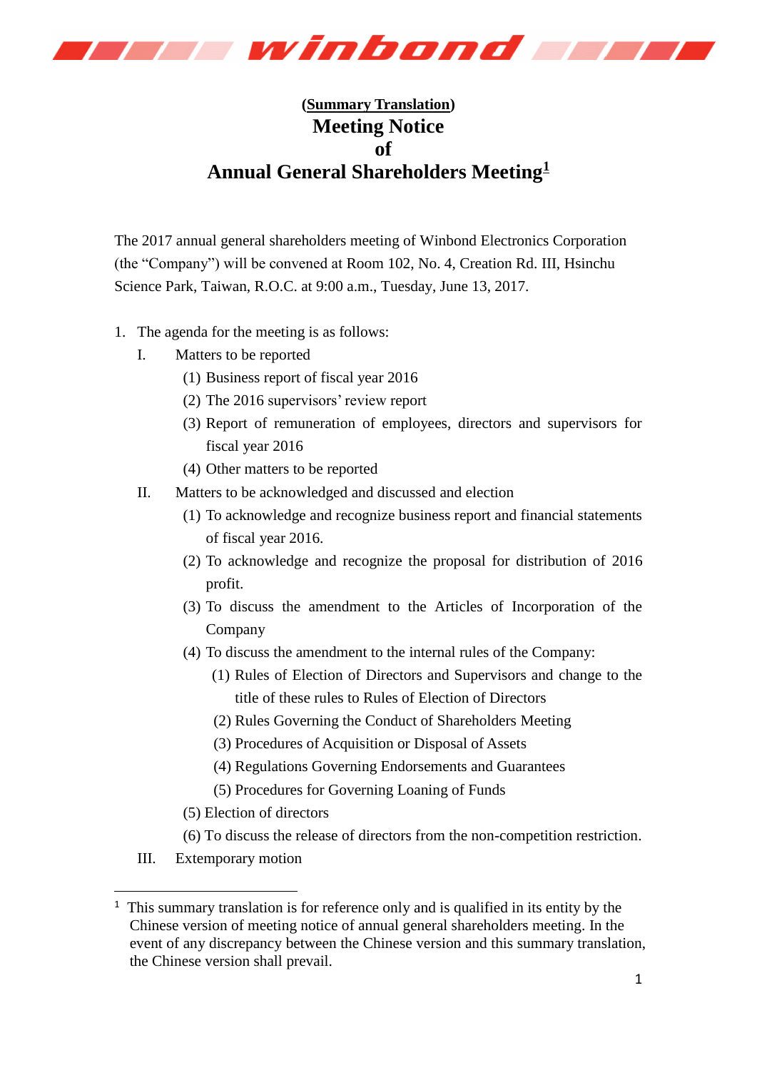**(Summary Translation)**

# Meeting Notice of Annual General Shareholders Meeting[1]

The 2017 annual general shareholders meeting of Winbond Electronics Corporation (the "Company") will be convened at Room 102, No. 4, Creation Rd. III, Hsinchu Science Park, Taiwan, R.O.C. at 9:00 a.m., Tuesday, June 13, 2017.

1. The agenda for the meeting is as follows:
   - I. Matters to be reported
     - (1) Business report of fiscal year 2016
     - (2) The 2016 supervisors' review report
     - (3) Report of remuneration of employees, directors and supervisors for fiscal year 2016
     - (4) Other matters to be reported
   - II. Matters to be acknowledged and discussed and election
     - (1) To acknowledge and recognize business report and financial statements of fiscal year 2016.
     - (2) To acknowledge and recognize the proposal for distribution of 2016 profit.
     - (3) To discuss the amendment to the Articles of Incorporation of the Company
     - (4) To discuss the amendment to the internal rules of the Company:
       - (1) Rules of Election of Directors and Supervisors and change to the title of these rules to Rules of Election of Directors
       - (2) Rules Governing the Conduct of Shareholders Meeting
       - (3) Procedures of Acquisition or Disposal of Assets
       - (4) Regulations Governing Endorsements and Guarantees
       - (5) Procedures for Governing Loaning of Funds
     - (5) Election of directors
     - (6) To discuss the release of directors from the non-competition restriction.
   - III. Extemporary motion

---

[1] This summary translation is for reference only and is qualified in its entity by the Chinese version of meeting notice of annual general shareholders meeting. In the event of any discrepancy between the Chinese version and this summary translation, the Chinese version shall prevail.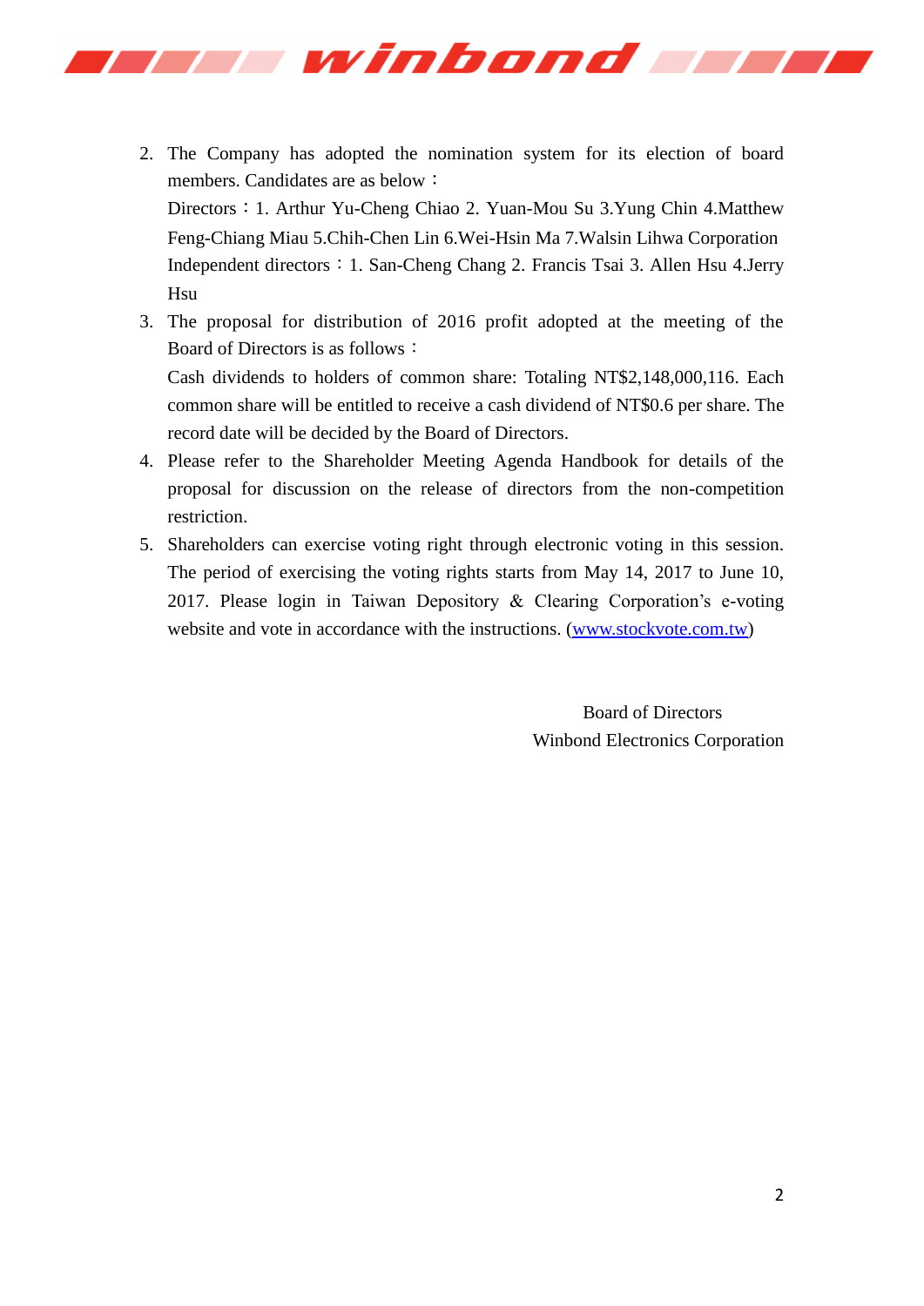2. The Company has adopted the nomination system for its election of board members. Candidates are as below：

   Directors：1. Arthur Yu-Cheng Chiao 2. Yuan-Mou Su 3.Yung Chin 4.Matthew Feng-Chiang Miau 5.Chih-Chen Lin 6.Wei-Hsin Ma 7.Walsin Lihwa Corporation

   Independent directors：1. San-Cheng Chang 2. Francis Tsai 3. Allen Hsu 4.Jerry Hsu

3. The proposal for distribution of 2016 profit adopted at the meeting of the Board of Directors is as follows：

   Cash dividends to holders of common share: Totaling NT$2,148,000,116. Each common share will be entitled to receive a cash dividend of NT$0.6 per share. The record date will be decided by the Board of Directors.

4. Please refer to the Shareholder Meeting Agenda Handbook for details of the proposal for discussion on the release of directors from the non-competition restriction.

5. Shareholders can exercise voting right through electronic voting in this session. The period of exercising the voting rights starts from May 14, 2017 to June 10, 2017. Please login in Taiwan Depository & Clearing Corporation's e-voting website and vote in accordance with the instructions. (www.stockvote.com.tw)

Board of Directors
Winbond Electronics Corporation